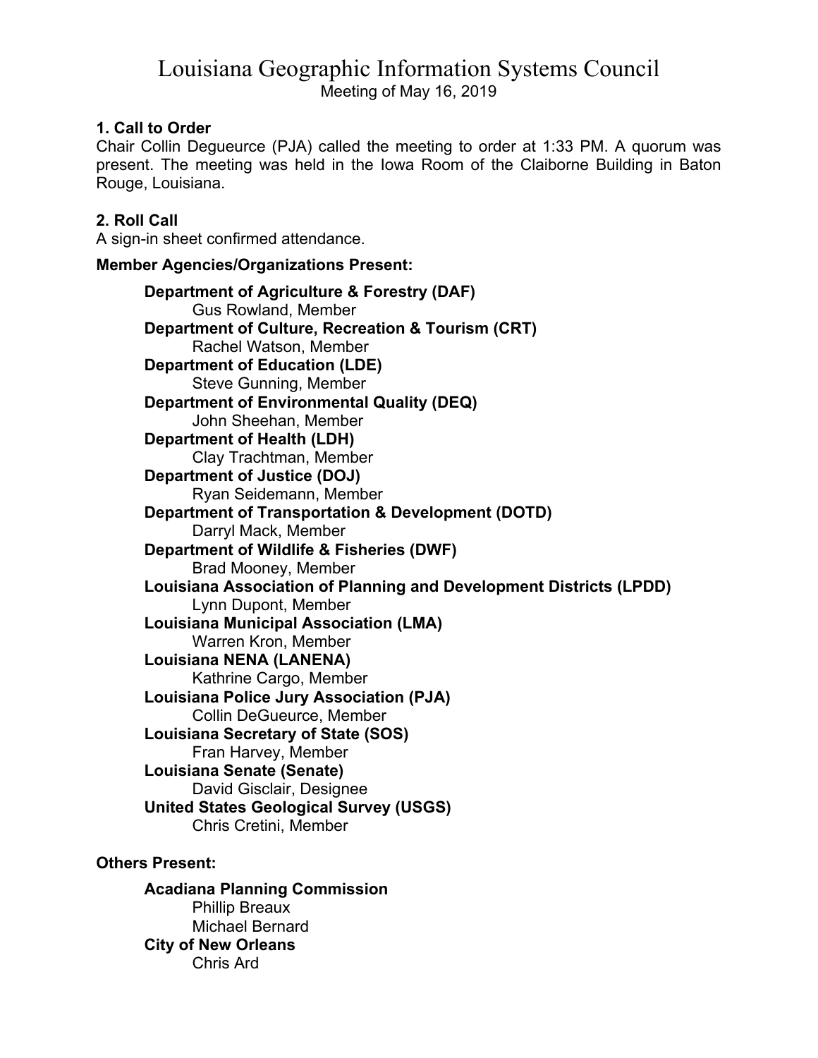# Louisiana Geographic Information Systems Council

Meeting of May 16, 2019

### 1. Call to Order

Chair Collin Degueurce (PJA) called the meeting to order at 1:33 PM. A quorum was present. The meeting was held in the Iowa Room of the Claiborne Building in Baton Rouge, Louisiana.

### 2. Roll Call

A sign-in sheet confirmed attendance.

**Member Agencies/Organizations Present:**

- **Department of Agriculture & Forestry (DAF)**
  - Gus Rowland, Member
- **Department of Culture, Recreation & Tourism (CRT)**
  - Rachel Watson, Member
- **Department of Education (LDE)**
  - Steve Gunning, Member
- **Department of Environmental Quality (DEQ)**
  - John Sheehan, Member
- **Department of Health (LDH)**
  - Clay Trachtman, Member
- **Department of Justice (DOJ)**
  - Ryan Seidemann, Member
- **Department of Transportation & Development (DOTD)**
  - Darryl Mack, Member
- **Department of Wildlife & Fisheries (DWF)**
  - Brad Mooney, Member
- **Louisiana Association of Planning and Development Districts (LPDD)**
  - Lynn Dupont, Member
- **Louisiana Municipal Association (LMA)**
  - Warren Kron, Member
- **Louisiana NENA (LANENA)**
  - Kathrine Cargo, Member
- **Louisiana Police Jury Association (PJA)**
  - Collin DeGueurce, Member
- **Louisiana Secretary of State (SOS)**
  - Fran Harvey, Member
- **Louisiana Senate (Senate)**
  - David Gisclair, Designee
- **United States Geological Survey (USGS)**
  - Chris Cretini, Member

**Others Present:**

- **Acadiana Planning Commission**
  - Phillip Breaux
  - Michael Bernard
- **City of New Orleans**
  - Chris Ard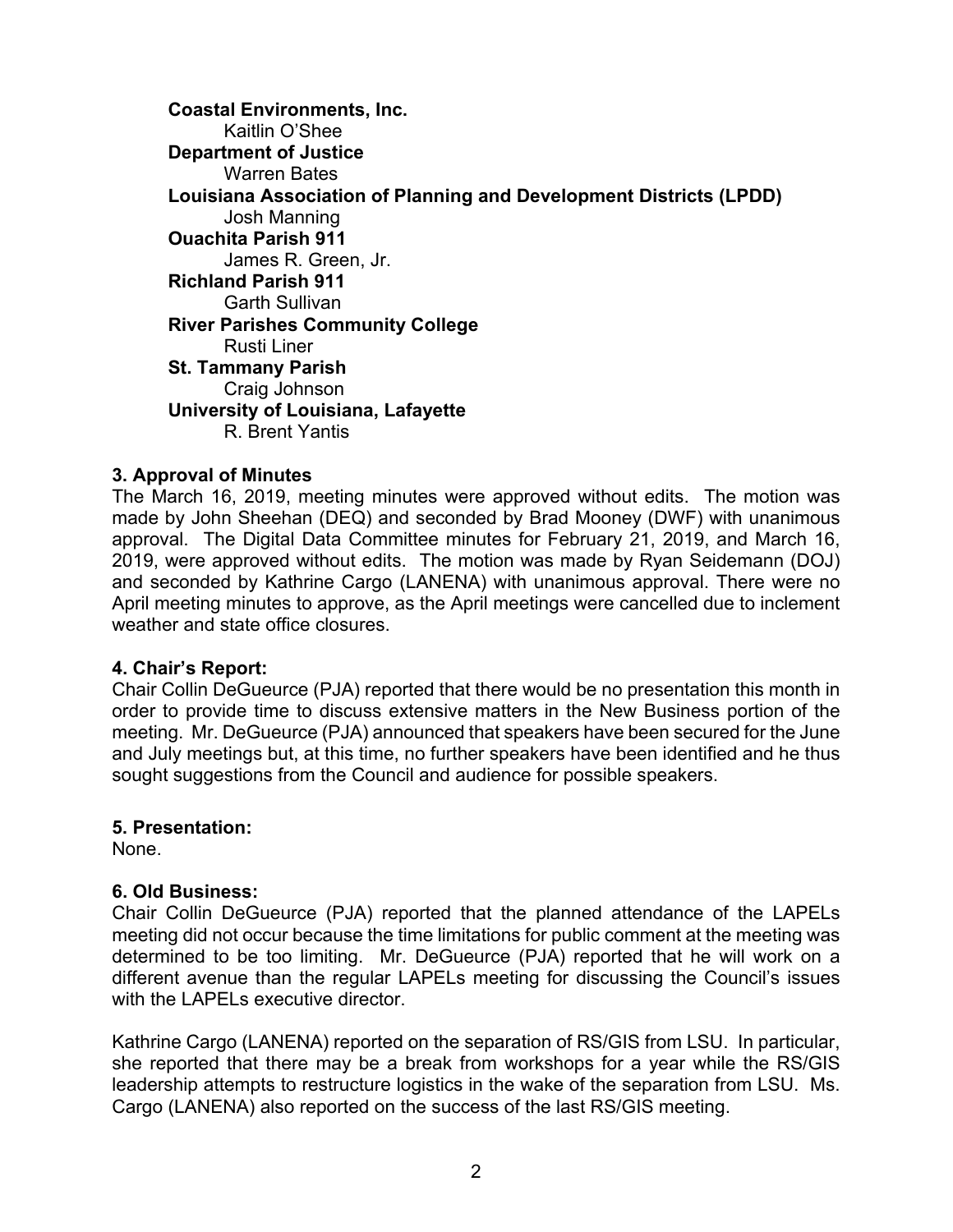**Coastal Environments, Inc.**
Kaitlin O'Shee
**Department of Justice**
Warren Bates
**Louisiana Association of Planning and Development Districts (LPDD)**
Josh Manning
**Ouachita Parish 911**
James R. Green, Jr.
**Richland Parish 911**
Garth Sullivan
**River Parishes Community College**
Rusti Liner
**St. Tammany Parish**
Craig Johnson
**University of Louisiana, Lafayette**
R. Brent Yantis

**3. Approval of Minutes**

The March 16, 2019, meeting minutes were approved without edits. The motion was made by John Sheehan (DEQ) and seconded by Brad Mooney (DWF) with unanimous approval. The Digital Data Committee minutes for February 21, 2019, and March 16, 2019, were approved without edits. The motion was made by Ryan Seidemann (DOJ) and seconded by Kathrine Cargo (LANENA) with unanimous approval. There were no April meeting minutes to approve, as the April meetings were cancelled due to inclement weather and state office closures.

**4. Chair's Report:**

Chair Collin DeGueurce (PJA) reported that there would be no presentation this month in order to provide time to discuss extensive matters in the New Business portion of the meeting. Mr. DeGueurce (PJA) announced that speakers have been secured for the June and July meetings but, at this time, no further speakers have been identified and he thus sought suggestions from the Council and audience for possible speakers.

**5. Presentation:**

None.

**6. Old Business:**

Chair Collin DeGueurce (PJA) reported that the planned attendance of the LAPELs meeting did not occur because the time limitations for public comment at the meeting was determined to be too limiting. Mr. DeGueurce (PJA) reported that he will work on a different avenue than the regular LAPELs meeting for discussing the Council's issues with the LAPELs executive director.

Kathrine Cargo (LANENA) reported on the separation of RS/GIS from LSU. In particular, she reported that there may be a break from workshops for a year while the RS/GIS leadership attempts to restructure logistics in the wake of the separation from LSU. Ms. Cargo (LANENA) also reported on the success of the last RS/GIS meeting.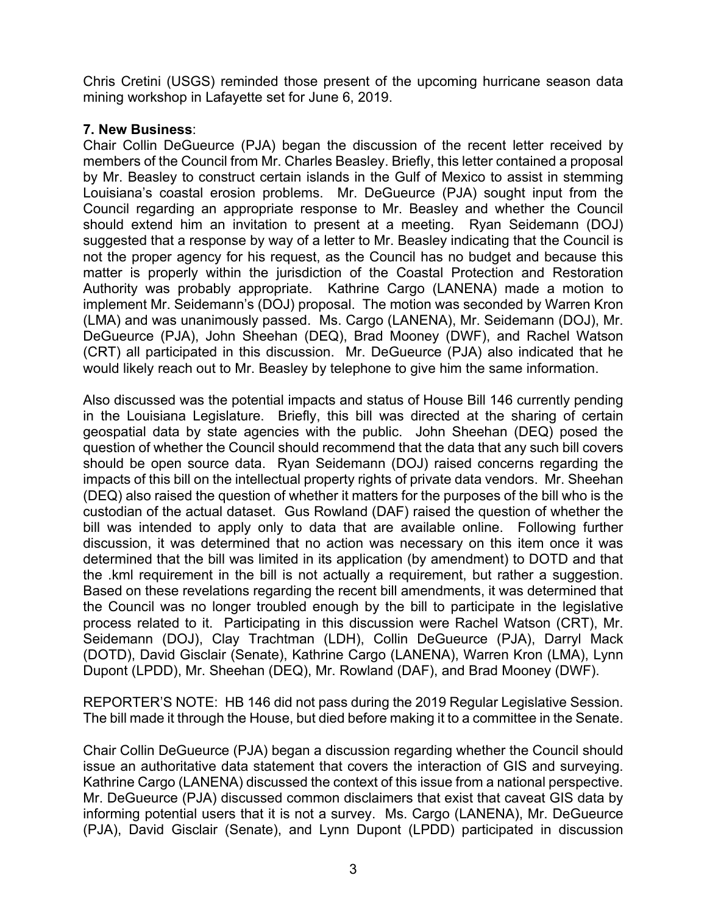Chris Cretini (USGS) reminded those present of the upcoming hurricane season data mining workshop in Lafayette set for June 6, 2019.

**7. New Business**:

Chair Collin DeGueurce (PJA) began the discussion of the recent letter received by members of the Council from Mr. Charles Beasley. Briefly, this letter contained a proposal by Mr. Beasley to construct certain islands in the Gulf of Mexico to assist in stemming Louisiana's coastal erosion problems. Mr. DeGueurce (PJA) sought input from the Council regarding an appropriate response to Mr. Beasley and whether the Council should extend him an invitation to present at a meeting. Ryan Seidemann (DOJ) suggested that a response by way of a letter to Mr. Beasley indicating that the Council is not the proper agency for his request, as the Council has no budget and because this matter is properly within the jurisdiction of the Coastal Protection and Restoration Authority was probably appropriate. Kathrine Cargo (LANENA) made a motion to implement Mr. Seidemann's (DOJ) proposal. The motion was seconded by Warren Kron (LMA) and was unanimously passed. Ms. Cargo (LANENA), Mr. Seidemann (DOJ), Mr. DeGueurce (PJA), John Sheehan (DEQ), Brad Mooney (DWF), and Rachel Watson (CRT) all participated in this discussion. Mr. DeGueurce (PJA) also indicated that he would likely reach out to Mr. Beasley by telephone to give him the same information.

Also discussed was the potential impacts and status of House Bill 146 currently pending in the Louisiana Legislature. Briefly, this bill was directed at the sharing of certain geospatial data by state agencies with the public. John Sheehan (DEQ) posed the question of whether the Council should recommend that the data that any such bill covers should be open source data. Ryan Seidemann (DOJ) raised concerns regarding the impacts of this bill on the intellectual property rights of private data vendors. Mr. Sheehan (DEQ) also raised the question of whether it matters for the purposes of the bill who is the custodian of the actual dataset. Gus Rowland (DAF) raised the question of whether the bill was intended to apply only to data that are available online. Following further discussion, it was determined that no action was necessary on this item once it was determined that the bill was limited in its application (by amendment) to DOTD and that the .kml requirement in the bill is not actually a requirement, but rather a suggestion. Based on these revelations regarding the recent bill amendments, it was determined that the Council was no longer troubled enough by the bill to participate in the legislative process related to it. Participating in this discussion were Rachel Watson (CRT), Mr. Seidemann (DOJ), Clay Trachtman (LDH), Collin DeGueurce (PJA), Darryl Mack (DOTD), David Gisclair (Senate), Kathrine Cargo (LANENA), Warren Kron (LMA), Lynn Dupont (LPDD), Mr. Sheehan (DEQ), Mr. Rowland (DAF), and Brad Mooney (DWF).

REPORTER'S NOTE: HB 146 did not pass during the 2019 Regular Legislative Session. The bill made it through the House, but died before making it to a committee in the Senate.

Chair Collin DeGueurce (PJA) began a discussion regarding whether the Council should issue an authoritative data statement that covers the interaction of GIS and surveying. Kathrine Cargo (LANENA) discussed the context of this issue from a national perspective. Mr. DeGueurce (PJA) discussed common disclaimers that exist that caveat GIS data by informing potential users that it is not a survey. Ms. Cargo (LANENA), Mr. DeGueurce (PJA), David Gisclair (Senate), and Lynn Dupont (LPDD) participated in discussion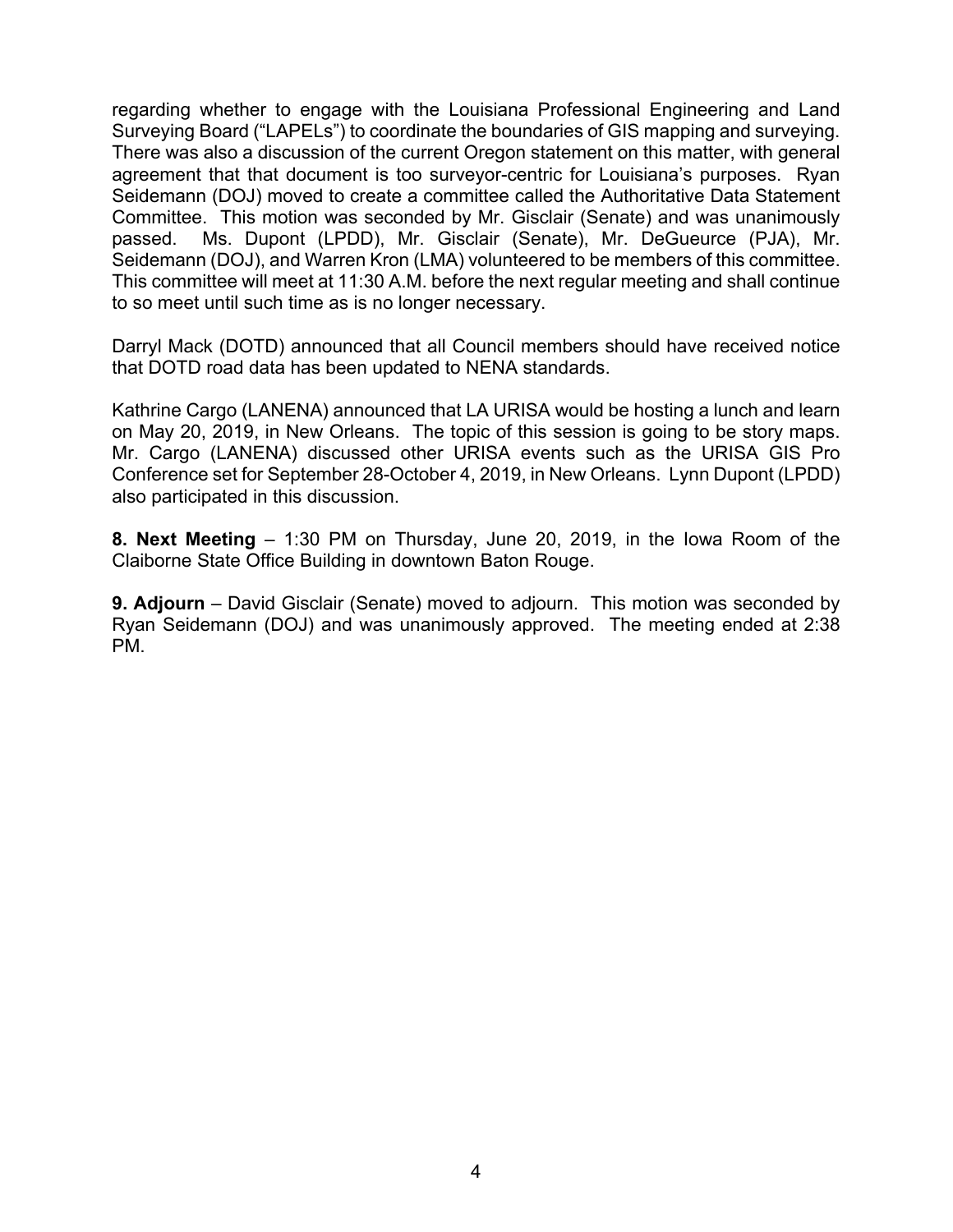regarding whether to engage with the Louisiana Professional Engineering and Land Surveying Board ("LAPELs") to coordinate the boundaries of GIS mapping and surveying. There was also a discussion of the current Oregon statement on this matter, with general agreement that that document is too surveyor-centric for Louisiana's purposes. Ryan Seidemann (DOJ) moved to create a committee called the Authoritative Data Statement Committee. This motion was seconded by Mr. Gisclair (Senate) and was unanimously passed. Ms. Dupont (LPDD), Mr. Gisclair (Senate), Mr. DeGueurce (PJA), Mr. Seidemann (DOJ), and Warren Kron (LMA) volunteered to be members of this committee. This committee will meet at 11:30 A.M. before the next regular meeting and shall continue to so meet until such time as is no longer necessary.

Darryl Mack (DOTD) announced that all Council members should have received notice that DOTD road data has been updated to NENA standards.

Kathrine Cargo (LANENA) announced that LA URISA would be hosting a lunch and learn on May 20, 2019, in New Orleans. The topic of this session is going to be story maps. Mr. Cargo (LANENA) discussed other URISA events such as the URISA GIS Pro Conference set for September 28-October 4, 2019, in New Orleans. Lynn Dupont (LPDD) also participated in this discussion.

**8. Next Meeting** – 1:30 PM on Thursday, June 20, 2019, in the Iowa Room of the Claiborne State Office Building in downtown Baton Rouge.

**9. Adjourn** – David Gisclair (Senate) moved to adjourn. This motion was seconded by Ryan Seidemann (DOJ) and was unanimously approved. The meeting ended at 2:38 PM.